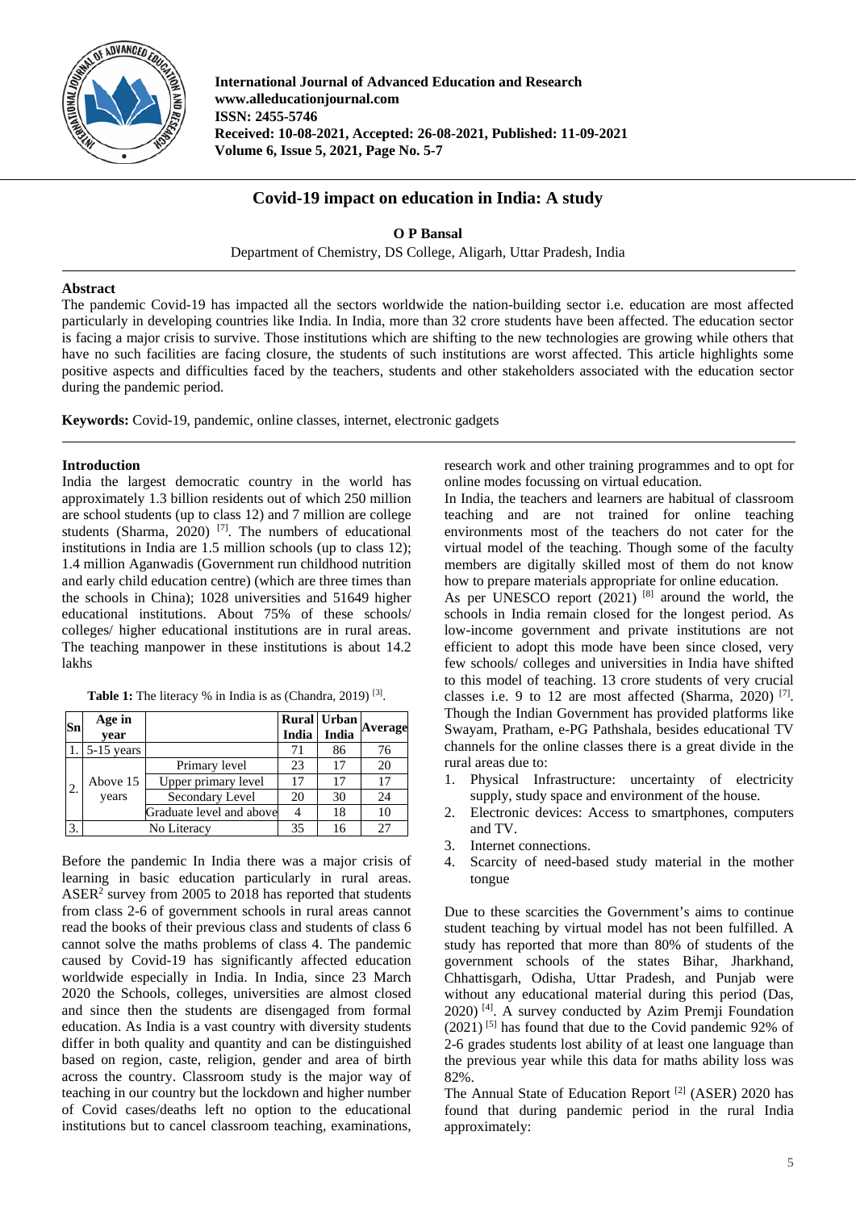International Journal of Advanced Education and Research
www.alleducationjournal.com
ISSN: 2455-5746
Received: 10-08-2021, Accepted: 26-08-2021, Published: 11-09-2021
Volume 6, Issue 5, 2021, Page No. 5-7

# Covid-19 impact on education in India: A study

**O P Bansal**

Department of Chemistry, DS College, Aligarh, Uttar Pradesh, India

## Abstract

The pandemic Covid-19 has impacted all the sectors worldwide the nation-building sector i.e. education are most affected particularly in developing countries like India. In India, more than 32 crore students have been affected. The education sector is facing a major crisis to survive. Those institutions which are shifting to the new technologies are growing while others that have no such facilities are facing closure, the students of such institutions are worst affected. This article highlights some positive aspects and difficulties faced by the teachers, students and other stakeholders associated with the education sector during the pandemic period.

**Keywords:** Covid-19, pandemic, online classes, internet, electronic gadgets

## Introduction

India the largest democratic country in the world has approximately 1.3 billion residents out of which 250 million are school students (up to class 12) and 7 million are college students (Sharma, 2020) [7]. The numbers of educational institutions in India are 1.5 million schools (up to class 12); 1.4 million Aganwadis (Government run childhood nutrition and early child education centre) (which are three times than the schools in China); 1028 universities and 51649 higher educational institutions. About 75% of these schools/ colleges/ higher educational institutions are in rural areas. The teaching manpower in these institutions is about 14.2 lakhs

**Table 1:** The literacy % in India is as (Chandra, 2019) [3].

| Sn | Age in year | | Rural India | Urban India | Average |
|---|---|---|---|---|---|
| 1. | 5-15 years | | 71 | 86 | 76 |
| 2. | Above 15 years | Primary level | 23 | 17 | 20 |
| | | Upper primary level | 17 | 17 | 17 |
| | | Secondary Level | 20 | 30 | 24 |
| | | Graduate level and above | 4 | 18 | 10 |
| 3. | No Literacy | | 35 | 16 | 27 |

Before the pandemic In India there was a major crisis of learning in basic education particularly in rural areas. ASER[2] survey from 2005 to 2018 has reported that students from class 2-6 of government schools in rural areas cannot read the books of their previous class and students of class 6 cannot solve the maths problems of class 4. The pandemic caused by Covid-19 has significantly affected education worldwide especially in India. In India, since 23 March 2020 the Schools, colleges, universities are almost closed and since then the students are disengaged from formal education. As India is a vast country with diversity students differ in both quality and quantity and can be distinguished based on region, caste, religion, gender and area of birth across the country. Classroom study is the major way of teaching in our country but the lockdown and higher number of Covid cases/deaths left no option to the educational institutions but to cancel classroom teaching, examinations, research work and other training programmes and to opt for online modes focussing on virtual education.

In India, the teachers and learners are habitual of classroom teaching and are not trained for online teaching environments most of the teachers do not cater for the virtual model of the teaching. Though some of the faculty members are digitally skilled most of them do not know how to prepare materials appropriate for online education.

As per UNESCO report (2021) [8] around the world, the schools in India remain closed for the longest period. As low-income government and private institutions are not efficient to adopt this mode have been since closed, very few schools/ colleges and universities in India have shifted to this model of teaching. 13 crore students of very crucial classes i.e. 9 to 12 are most affected (Sharma, 2020) [7]. Though the Indian Government has provided platforms like Swayam, Pratham, e-PG Pathshala, besides educational TV channels for the online classes there is a great divide in the rural areas due to:

1. Physical Infrastructure: uncertainty of electricity supply, study space and environment of the house.
2. Electronic devices: Access to smartphones, computers and TV.
3. Internet connections.
4. Scarcity of need-based study material in the mother tongue

Due to these scarcities the Government's aims to continue student teaching by virtual model has not been fulfilled. A study has reported that more than 80% of students of the government schools of the states Bihar, Jharkhand, Chhattisgarh, Odisha, Uttar Pradesh, and Punjab were without any educational material during this period (Das, 2020) [4]. A survey conducted by Azim Premji Foundation (2021) [5] has found that due to the Covid pandemic 92% of 2-6 grades students lost ability of at least one language than the previous year while this data for maths ability loss was 82%.

The Annual State of Education Report [2] (ASER) 2020 has found that during pandemic period in the rural India approximately: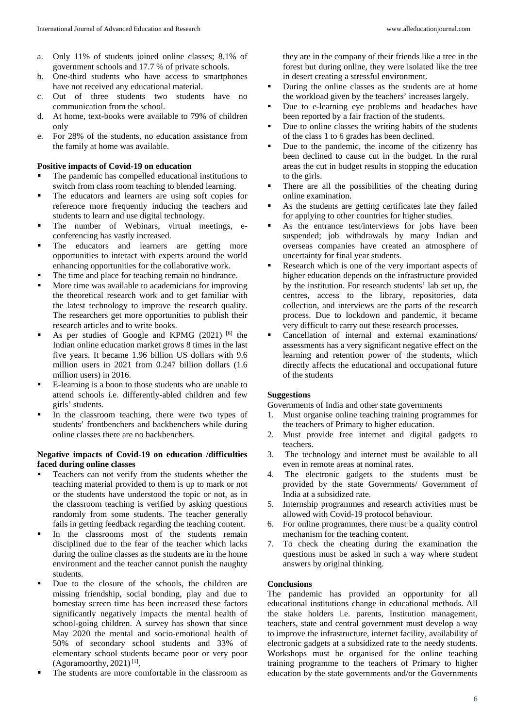a. Only 11% of students joined online classes; 8.1% of government schools and 17.7 % of private schools.
b. One-third students who have access to smartphones have not received any educational material.
c. Out of three students two students have no communication from the school.
d. At home, text-books were available to 79% of children only
e. For 28% of the students, no education assistance from the family at home was available.

**Positive impacts of Covid-19 on education**

- The pandemic has compelled educational institutions to switch from class room teaching to blended learning.
- The educators and learners are using soft copies for reference more frequently inducing the teachers and students to learn and use digital technology.
- The number of Webinars, virtual meetings, e-conferencing has vastly increased.
- The educators and learners are getting more opportunities to interact with experts around the world enhancing opportunities for the collaborative work.
- The time and place for teaching remain no hindrance.
- More time was available to academicians for improving the theoretical research work and to get familiar with the latest technology to improve the research quality. The researchers get more opportunities to publish their research articles and to write books.
- As per studies of Google and KPMG (2021) [6] the Indian online education market grows 8 times in the last five years. It became 1.96 billion US dollars with 9.6 million users in 2021 from 0.247 billion dollars (1.6 million users) in 2016.
- E-learning is a boon to those students who are unable to attend schools i.e. differently-abled children and few girls' students.
- In the classroom teaching, there were two types of students' frontbenchers and backbenchers while during online classes there are no backbenchers.

**Negative impacts of Covid-19 on education /difficulties faced during online classes**

- Teachers can not verify from the students whether the teaching material provided to them is up to mark or not or the students have understood the topic or not, as in the classroom teaching is verified by asking questions randomly from some students. The teacher generally fails in getting feedback regarding the teaching content.
- In the classrooms most of the students remain disciplined due to the fear of the teacher which lacks during the online classes as the students are in the home environment and the teacher cannot punish the naughty students.
- Due to the closure of the schools, the children are missing friendship, social bonding, play and due to homestay screen time has been increased these factors significantly negatively impacts the mental health of school-going children. A survey has shown that since May 2020 the mental and socio-emotional health of 50% of secondary school students and 33% of elementary school students became poor or very poor (Agoramoorthy, 2021) [1].
- The students are more comfortable in the classroom as they are in the company of their friends like a tree in the forest but during online, they were isolated like the tree in desert creating a stressful environment.
- During the online classes as the students are at home the workload given by the teachers' increases largely.
- Due to e-learning eye problems and headaches have been reported by a fair fraction of the students.
- Due to online classes the writing habits of the students of the class 1 to 6 grades has been declined.
- Due to the pandemic, the income of the citizenry has been declined to cause cut in the budget. In the rural areas the cut in budget results in stopping the education to the girls.
- There are all the possibilities of the cheating during online examination.
- As the students are getting certificates late they failed for applying to other countries for higher studies.
- As the entrance test/interviews for jobs have been suspended; job withdrawals by many Indian and overseas companies have created an atmosphere of uncertainty for final year students.
- Research which is one of the very important aspects of higher education depends on the infrastructure provided by the institution. For research students' lab set up, the centres, access to the library, repositories, data collection, and interviews are the parts of the research process. Due to lockdown and pandemic, it became very difficult to carry out these research processes.
- Cancellation of internal and external examinations/ assessments has a very significant negative effect on the learning and retention power of the students, which directly affects the educational and occupational future of the students

**Suggestions**

Governments of India and other state governments

1. Must organise online teaching training programmes for the teachers of Primary to higher education.
2. Must provide free internet and digital gadgets to teachers.
3. The technology and internet must be available to all even in remote areas at nominal rates.
4. The electronic gadgets to the students must be provided by the state Governments/ Government of India at a subsidized rate.
5. Internship programmes and research activities must be allowed with Covid-19 protocol behaviour.
6. For online programmes, there must be a quality control mechanism for the teaching content.
7. To check the cheating during the examination the questions must be asked in such a way where student answers by original thinking.

**Conclusions**

The pandemic has provided an opportunity for all educational institutions change in educational methods. All the stake holders i.e. parents, Institution management, teachers, state and central government must develop a way to improve the infrastructure, internet facility, availability of electronic gadgets at a subsidized rate to the needy students. Workshops must be organised for the online teaching training programme to the teachers of Primary to higher education by the state governments and/or the Governments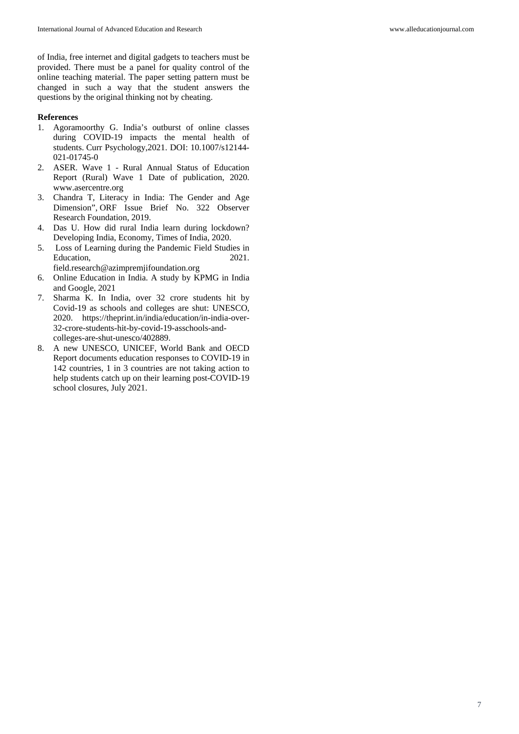of India, free internet and digital gadgets to teachers must be provided. There must be a panel for quality control of the online teaching material. The paper setting pattern must be changed in such a way that the student answers the questions by the original thinking not by cheating.

## References

1. Agoramoorthy G. India's outburst of online classes during COVID-19 impacts the mental health of students. Curr Psychology,2021. DOI: 10.1007/s12144-021-01745-0
2. ASER. Wave 1 - Rural Annual Status of Education Report (Rural) Wave 1 Date of publication, 2020. www.asercentre.org
3. Chandra T, Literacy in India: The Gender and Age Dimension", ORF Issue Brief No. 322 Observer Research Foundation, 2019.
4. Das U. How did rural India learn during lockdown? Developing India, Economy, Times of India, 2020.
5. Loss of Learning during the Pandemic Field Studies in Education, 2021. field.research@azimpremjifoundation.org
6. Online Education in India. A study by KPMG in India and Google, 2021
7. Sharma K. In India, over 32 crore students hit by Covid-19 as schools and colleges are shut: UNESCO, 2020. https://theprint.in/india/education/in-india-over-32-crore-students-hit-by-covid-19-asschools-and-colleges-are-shut-unesco/402889.
8. A new UNESCO, UNICEF, World Bank and OECD Report documents education responses to COVID-19 in 142 countries, 1 in 3 countries are not taking action to help students catch up on their learning post-COVID-19 school closures, July 2021.